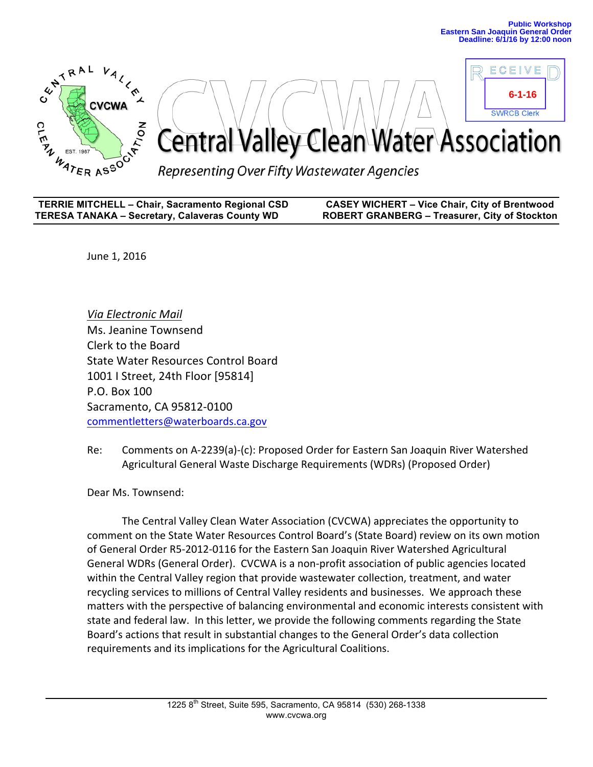Public Workshop
Eastern San Joaquin General Order
Deadline: 6/1/16 by 12:00 noon

RECEIVED
6-1-16
SWRCB Clerk

# Central Valley Clean Water Association

*Representing Over Fifty Wastewater Agencies*

| **TERRIE MITCHELL – Chair, Sacramento Regional CSD** | **CASEY WICHERT – Vice Chair, City of Brentwood** |
|---|---|
| **TERESA TANAKA – Secretary, Calaveras County WD** | **ROBERT GRANBERG – Treasurer, City of Stockton** |

June 1, 2016

*Via Electronic Mail*
Ms. Jeanine Townsend
Clerk to the Board
State Water Resources Control Board
1001 I Street, 24th Floor [95814]
P.O. Box 100
Sacramento, CA 95812-0100
commentletters@waterboards.ca.gov

Re: Comments on A-2239(a)-(c): Proposed Order for Eastern San Joaquin River Watershed Agricultural General Waste Discharge Requirements (WDRs) (Proposed Order)

Dear Ms. Townsend:

The Central Valley Clean Water Association (CVCWA) appreciates the opportunity to comment on the State Water Resources Control Board's (State Board) review on its own motion of General Order R5-2012-0116 for the Eastern San Joaquin River Watershed Agricultural General WDRs (General Order). CVCWA is a non-profit association of public agencies located within the Central Valley region that provide wastewater collection, treatment, and water recycling services to millions of Central Valley residents and businesses. We approach these matters with the perspective of balancing environmental and economic interests consistent with state and federal law. In this letter, we provide the following comments regarding the State Board's actions that result in substantial changes to the General Order's data collection requirements and its implications for the Agricultural Coalitions.

1225 8th Street, Suite 595, Sacramento, CA 95814 (530) 268-1338
www.cvcwa.org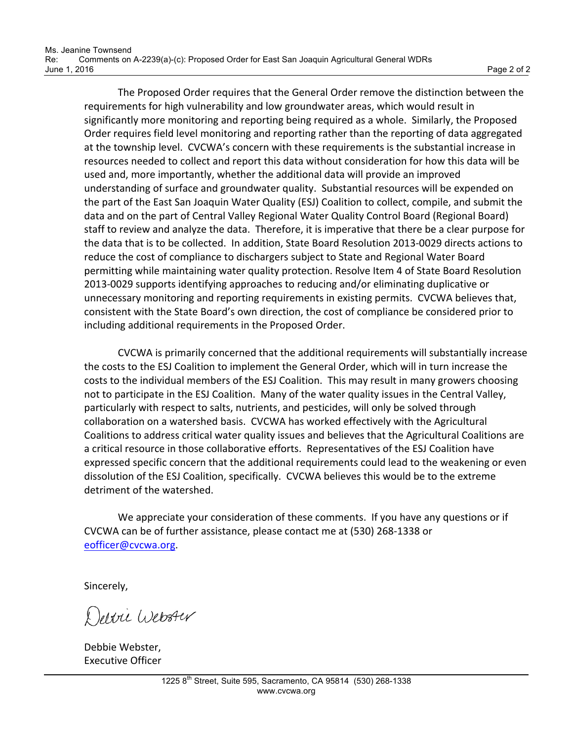The Proposed Order requires that the General Order remove the distinction between the requirements for high vulnerability and low groundwater areas, which would result in significantly more monitoring and reporting being required as a whole. Similarly, the Proposed Order requires field level monitoring and reporting rather than the reporting of data aggregated at the township level. CVCWA's concern with these requirements is the substantial increase in resources needed to collect and report this data without consideration for how this data will be used and, more importantly, whether the additional data will provide an improved understanding of surface and groundwater quality. Substantial resources will be expended on the part of the East San Joaquin Water Quality (ESJ) Coalition to collect, compile, and submit the data and on the part of Central Valley Regional Water Quality Control Board (Regional Board) staff to review and analyze the data. Therefore, it is imperative that there be a clear purpose for the data that is to be collected. In addition, State Board Resolution 2013-0029 directs actions to reduce the cost of compliance to dischargers subject to State and Regional Water Board permitting while maintaining water quality protection. Resolve Item 4 of State Board Resolution 2013-0029 supports identifying approaches to reducing and/or eliminating duplicative or unnecessary monitoring and reporting requirements in existing permits. CVCWA believes that, consistent with the State Board's own direction, the cost of compliance be considered prior to including additional requirements in the Proposed Order.

CVCWA is primarily concerned that the additional requirements will substantially increase the costs to the ESJ Coalition to implement the General Order, which will in turn increase the costs to the individual members of the ESJ Coalition. This may result in many growers choosing not to participate in the ESJ Coalition. Many of the water quality issues in the Central Valley, particularly with respect to salts, nutrients, and pesticides, will only be solved through collaboration on a watershed basis. CVCWA has worked effectively with the Agricultural Coalitions to address critical water quality issues and believes that the Agricultural Coalitions are a critical resource in those collaborative efforts. Representatives of the ESJ Coalition have expressed specific concern that the additional requirements could lead to the weakening or even dissolution of the ESJ Coalition, specifically. CVCWA believes this would be to the extreme detriment of the watershed.

We appreciate your consideration of these comments. If you have any questions or if CVCWA can be of further assistance, please contact me at (530) 268-1338 or eofficer@cvcwa.org.

Sincerely,

Debbie Webster

Debbie Webster,
Executive Officer

1225 8th Street, Suite 595, Sacramento, CA 95814 (530) 268-1338
www.cvcwa.org